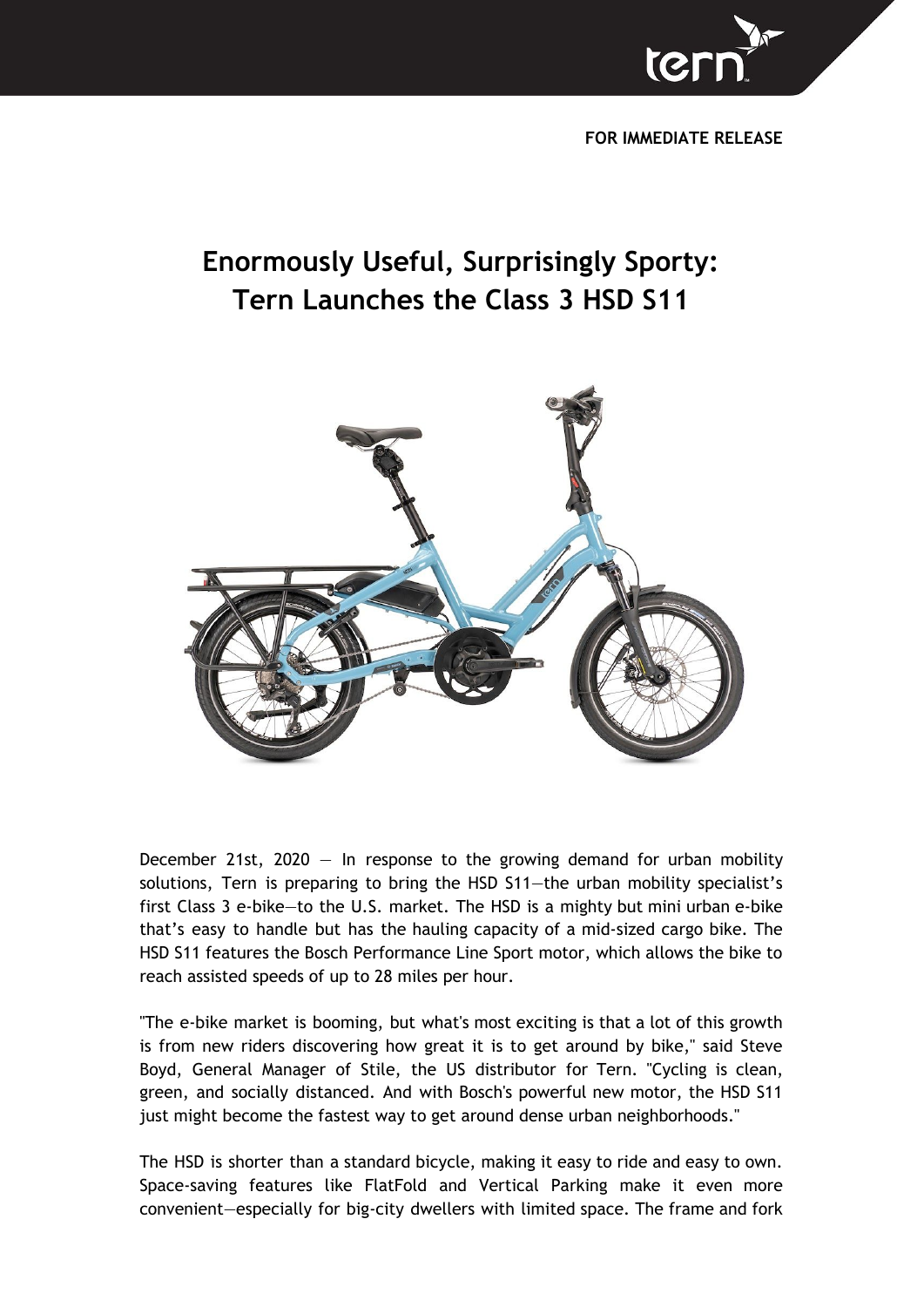FOR IMMEDIATE RELEASE

# Enormously Useful, Surprisingly Sporty: Tern Launches the Class 3 HSD S11

December 21st, 2020 — In response to the growing demand for urban mobility solutions, Tern is preparing to bring the HSD S11—the urban mobility specialist's first Class 3 e-bike—to the U.S. market. The HSD is a mighty but mini urban e-bike that's easy to handle but has the hauling capacity of a mid-sized cargo bike. The HSD S11 features the Bosch Performance Line Sport motor, which allows the bike to reach assisted speeds of up to 28 miles per hour.

"The e-bike market is booming, but what's most exciting is that a lot of this growth is from new riders discovering how great it is to get around by bike," said Steve Boyd, General Manager of Stile, the US distributor for Tern. "Cycling is clean, green, and socially distanced. And with Bosch's powerful new motor, the HSD S11 just might become the fastest way to get around dense urban neighborhoods."

The HSD is shorter than a standard bicycle, making it easy to ride and easy to own. Space-saving features like FlatFold and Vertical Parking make it even more convenient—especially for big-city dwellers with limited space. The frame and fork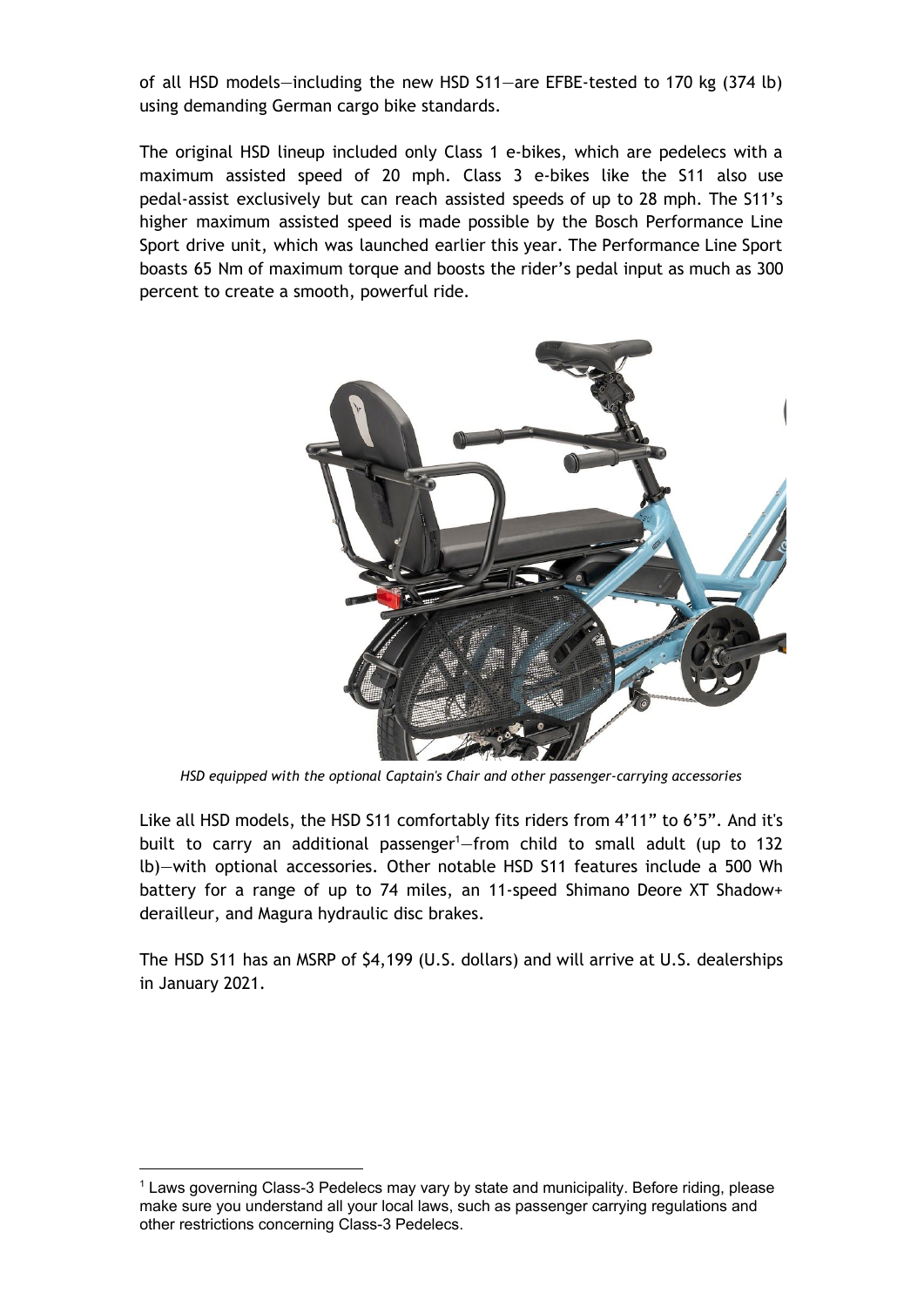of all HSD models—including the new HSD S11—are EFBE-tested to 170 kg (374 lb) using demanding German cargo bike standards.

The original HSD lineup included only Class 1 e-bikes, which are pedelecs with a maximum assisted speed of 20 mph. Class 3 e-bikes like the S11 also use pedal-assist exclusively but can reach assisted speeds of up to 28 mph. The S11's higher maximum assisted speed is made possible by the Bosch Performance Line Sport drive unit, which was launched earlier this year. The Performance Line Sport boasts 65 Nm of maximum torque and boosts the rider's pedal input as much as 300 percent to create a smooth, powerful ride.

*HSD equipped with the optional Captain's Chair and other passenger-carrying accessories*

Like all HSD models, the HSD S11 comfortably fits riders from 4'11" to 6'5". And it's built to carry an additional passenger[1]—from child to small adult (up to 132 lb)—with optional accessories. Other notable HSD S11 features include a 500 Wh battery for a range of up to 74 miles, an 11-speed Shimano Deore XT Shadow+ derailleur, and Magura hydraulic disc brakes.

The HSD S11 has an MSRP of $4,199 (U.S. dollars) and will arrive at U.S. dealerships in January 2021.

---

[1] Laws governing Class-3 Pedelecs may vary by state and municipality. Before riding, please make sure you understand all your local laws, such as passenger carrying regulations and other restrictions concerning Class-3 Pedelecs.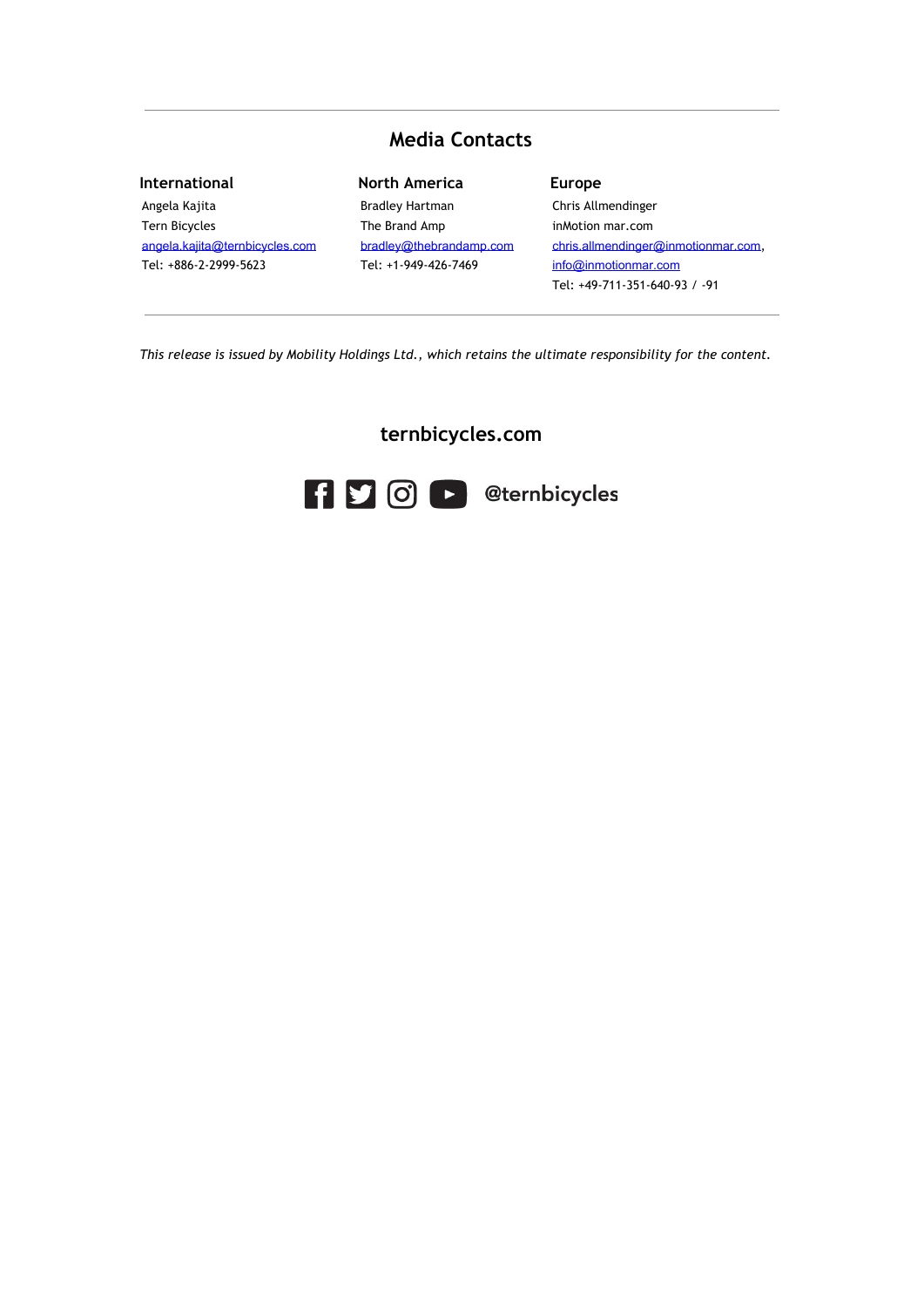## Media Contacts

### International

Angela Kajita
Tern Bicycles
angela.kajita@ternbicycles.com
Tel: +886-2-2999-5623

### North America

Bradley Hartman
The Brand Amp
bradley@thebrandamp.com
Tel: +1-949-426-7469

### Europe

Chris Allmendinger
inMotion mar.com
chris.allmendinger@inmotionmar.com,
info@inmotionmar.com
Tel: +49-711-351-640-93 / -91

*This release is issued by Mobility Holdings Ltd., which retains the ultimate responsibility for the content.*

**ternbicycles.com**

@ternbicycles